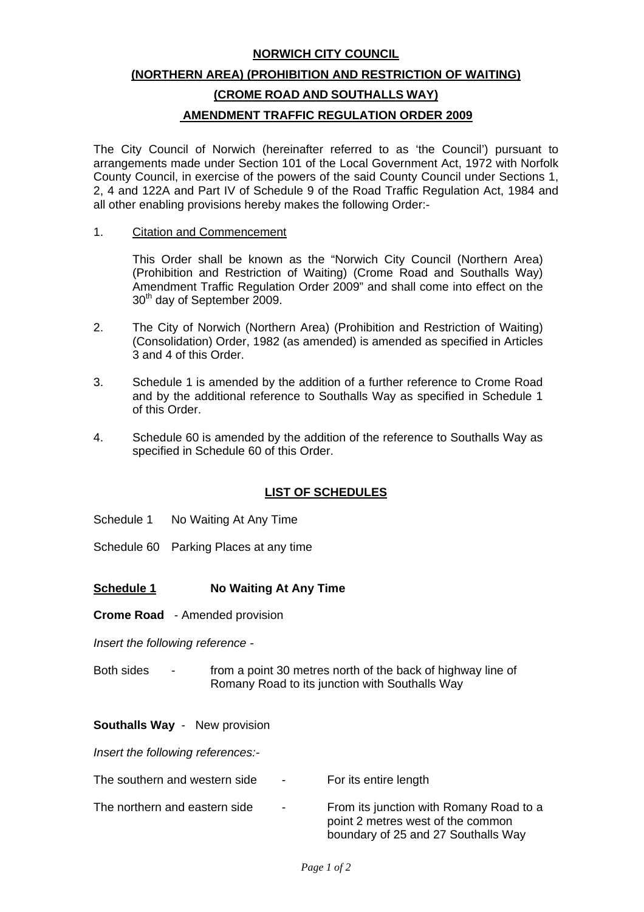# NORWICH CITY COUNCIL

# (NORTHERN AREA) (PROHIBITION AND RESTRICTION OF WAITING)

# (CROME ROAD AND SOUTHALLS WAY)

# AMENDMENT TRAFFIC REGULATION ORDER 2009

The City Council of Norwich (hereinafter referred to as 'the Council') pursuant to arrangements made under Section 101 of the Local Government Act, 1972 with Norfolk County Council, in exercise of the powers of the said County Council under Sections 1, 2, 4 and 122A and Part IV of Schedule 9 of the Road Traffic Regulation Act, 1984 and all other enabling provisions hereby makes the following Order:-

1. Citation and Commencement

   This Order shall be known as the "Norwich City Council (Northern Area) (Prohibition and Restriction of Waiting) (Crome Road and Southalls Way) Amendment Traffic Regulation Order 2009" and shall come into effect on the 30th day of September 2009.

2. The City of Norwich (Northern Area) (Prohibition and Restriction of Waiting) (Consolidation) Order, 1982 (as amended) is amended as specified in Articles 3 and 4 of this Order.

3. Schedule 1 is amended by the addition of a further reference to Crome Road and by the additional reference to Southalls Way as specified in Schedule 1 of this Order.

4. Schedule 60 is amended by the addition of the reference to Southalls Way as specified in Schedule 60 of this Order.

## LIST OF SCHEDULES

Schedule 1 No Waiting At Any Time

Schedule 60 Parking Places at any time

## Schedule 1 No Waiting At Any Time

**Crome Road** - Amended provision

*Insert the following reference -*

Both sides - from a point 30 metres north of the back of highway line of Romany Road to its junction with Southalls Way

**Southalls Way** - New provision

*Insert the following references:-*

| | | |
|---|---|---|
| The southern and western side | - | For its entire length |
| The northern and eastern side | - | From its junction with Romany Road to a point 2 metres west of the common boundary of 25 and 27 Southalls Way |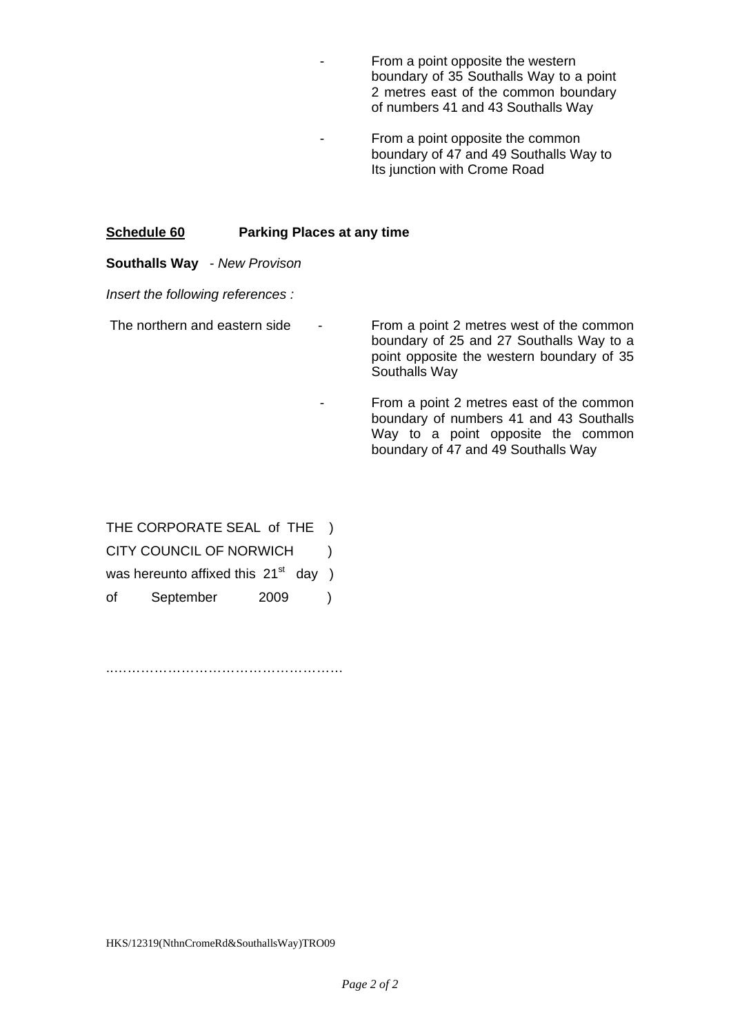- From a point opposite the western boundary of 35 Southalls Way to a point 2 metres east of the common boundary of numbers 41 and 43 Southalls Way
- From a point opposite the common boundary of 47 and 49 Southalls Way to Its junction with Crome Road

**<u>Schedule 60</u>** **Parking Places at any time**

**Southalls Way** - *New Provison*

*Insert the following references :*

The northern and eastern side

- From a point 2 metres west of the common boundary of 25 and 27 Southalls Way to a point opposite the western boundary of 35 Southalls Way
- From a point 2 metres east of the common boundary of numbers 41 and 43 Southalls Way to a point opposite the common boundary of 47 and 49 Southalls Way

THE CORPORATE SEAL of THE )
CITY COUNCIL OF NORWICH )
was hereunto affixed this 21st day )
of September 2009 )

……………………………………………

HKS/12319(NthnCromeRd&SouthallsWay)TRO09